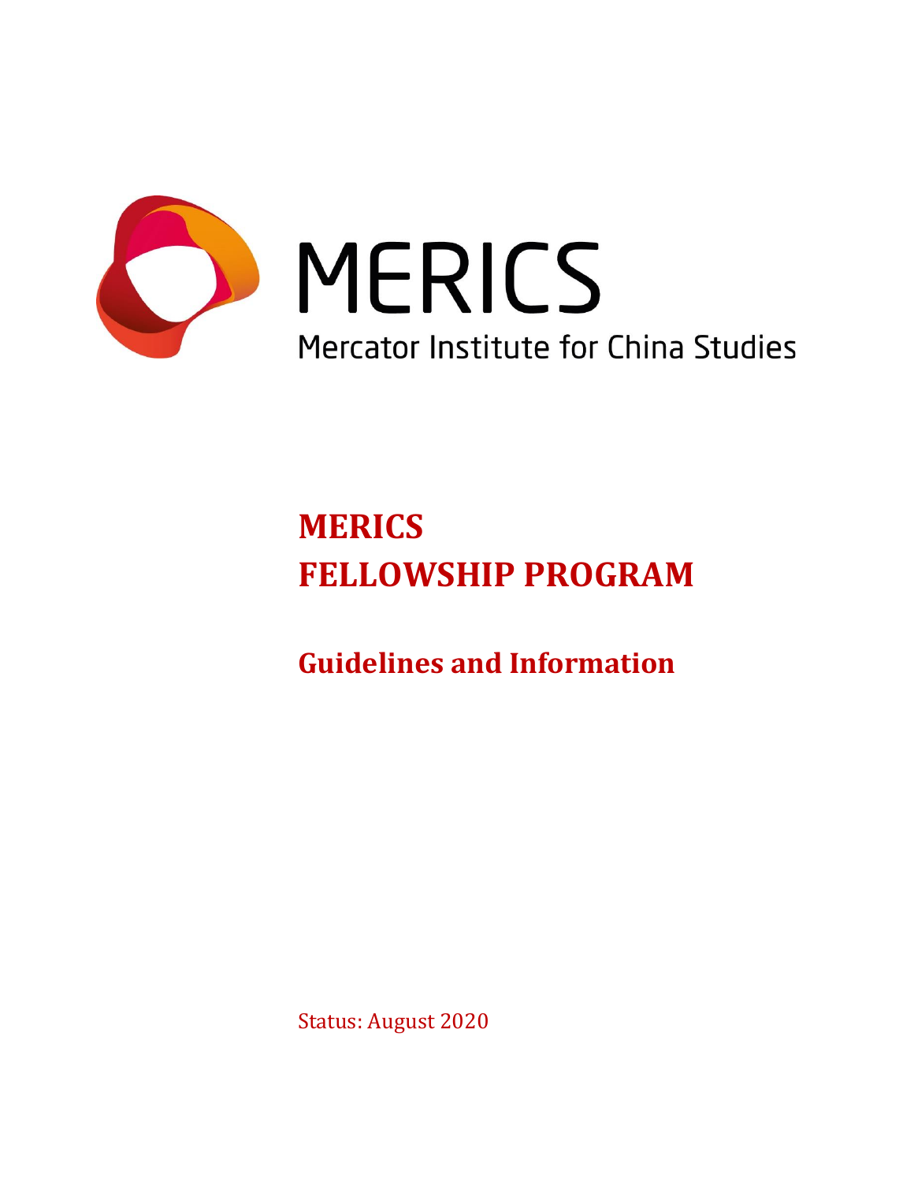MERICS

Mercator Institute for China Studies

# MERICS FELLOWSHIP PROGRAM

## Guidelines and Information

Status: August 2020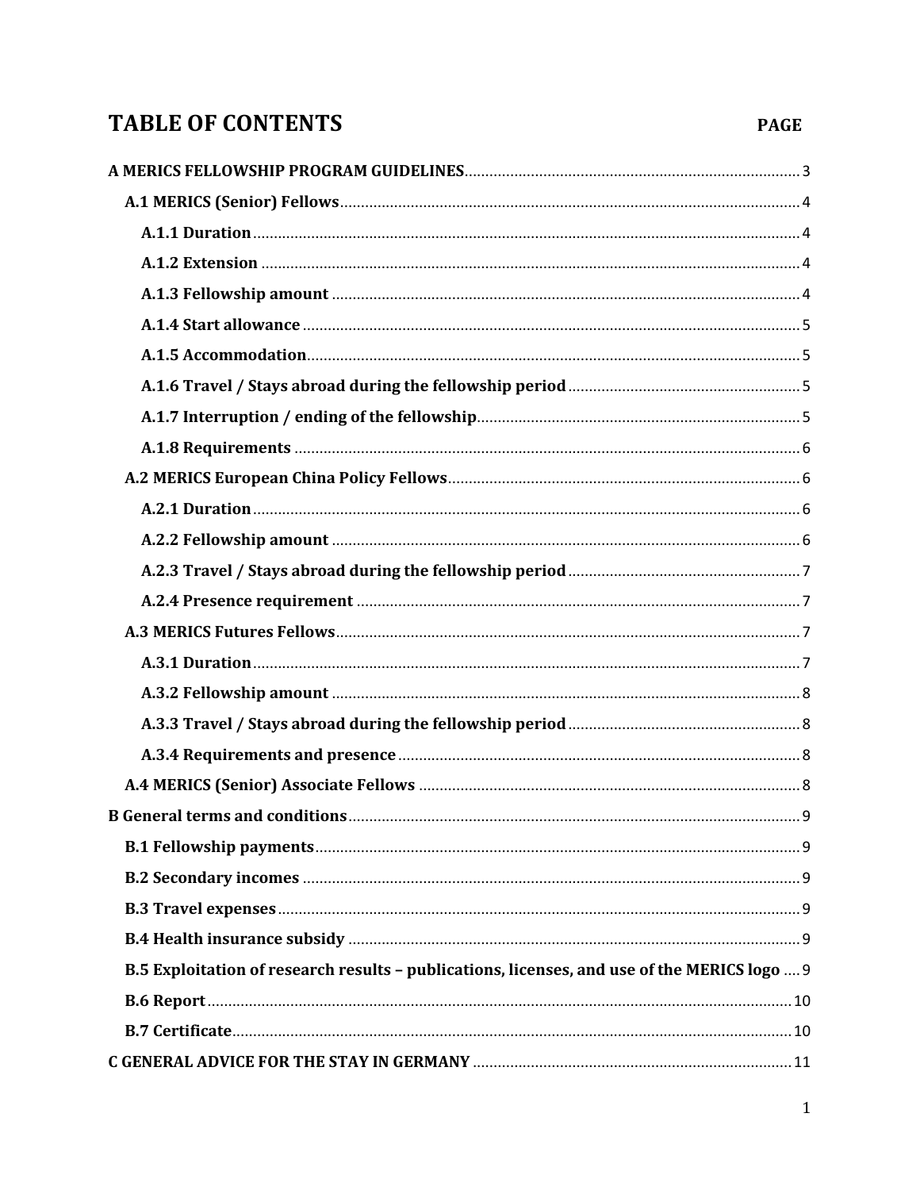# TABLE OF CONTENTS

| | PAGE |
|---|---|
| **A MERICS FELLOWSHIP PROGRAM GUIDELINES** | 3 |
| **A.1 MERICS (Senior) Fellows** | 4 |
| **A.1.1 Duration** | 4 |
| **A.1.2 Extension** | 4 |
| **A.1.3 Fellowship amount** | 4 |
| **A.1.4 Start allowance** | 5 |
| **A.1.5 Accommodation** | 5 |
| **A.1.6 Travel / Stays abroad during the fellowship period** | 5 |
| **A.1.7 Interruption / ending of the fellowship** | 5 |
| **A.1.8 Requirements** | 6 |
| **A.2 MERICS European China Policy Fellows** | 6 |
| **A.2.1 Duration** | 6 |
| **A.2.2 Fellowship amount** | 6 |
| **A.2.3 Travel / Stays abroad during the fellowship period** | 7 |
| **A.2.4 Presence requirement** | 7 |
| **A.3 MERICS Futures Fellows** | 7 |
| **A.3.1 Duration** | 7 |
| **A.3.2 Fellowship amount** | 8 |
| **A.3.3 Travel / Stays abroad during the fellowship period** | 8 |
| **A.3.4 Requirements and presence** | 8 |
| **A.4 MERICS (Senior) Associate Fellows** | 8 |
| **B General terms and conditions** | 9 |
| **B.1 Fellowship payments** | 9 |
| **B.2 Secondary incomes** | 9 |
| **B.3 Travel expenses** | 9 |
| **B.4 Health insurance subsidy** | 9 |
| **B.5 Exploitation of research results – publications, licenses, and use of the MERICS logo** | 9 |
| **B.6 Report** | 10 |
| **B.7 Certificate** | 10 |
| **C GENERAL ADVICE FOR THE STAY IN GERMANY** | 11 |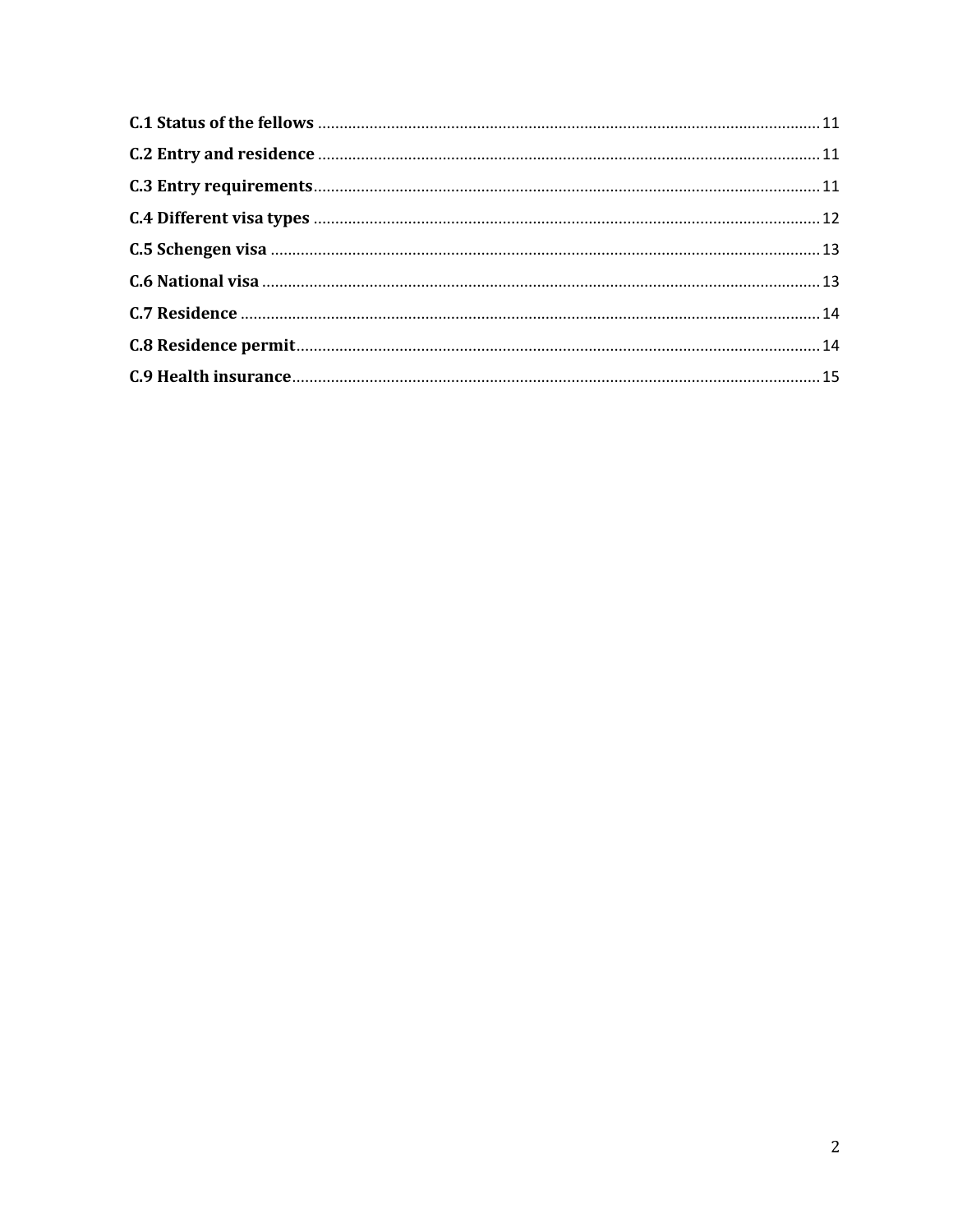**C.1 Status of the fellows** .................................................................................................................... 11

**C.2 Entry and residence** .................................................................................................................... 11

**C.3 Entry requirements**.................................................................................................................... 11

**C.4 Different visa types** .................................................................................................................... 12

**C.5 Schengen visa** .................................................................................................................... 13

**C.6 National visa** .................................................................................................................... 13

**C.7 Residence** .................................................................................................................... 14

**C.8 Residence permit**.................................................................................................................... 14

**C.9 Health insurance**.................................................................................................................... 15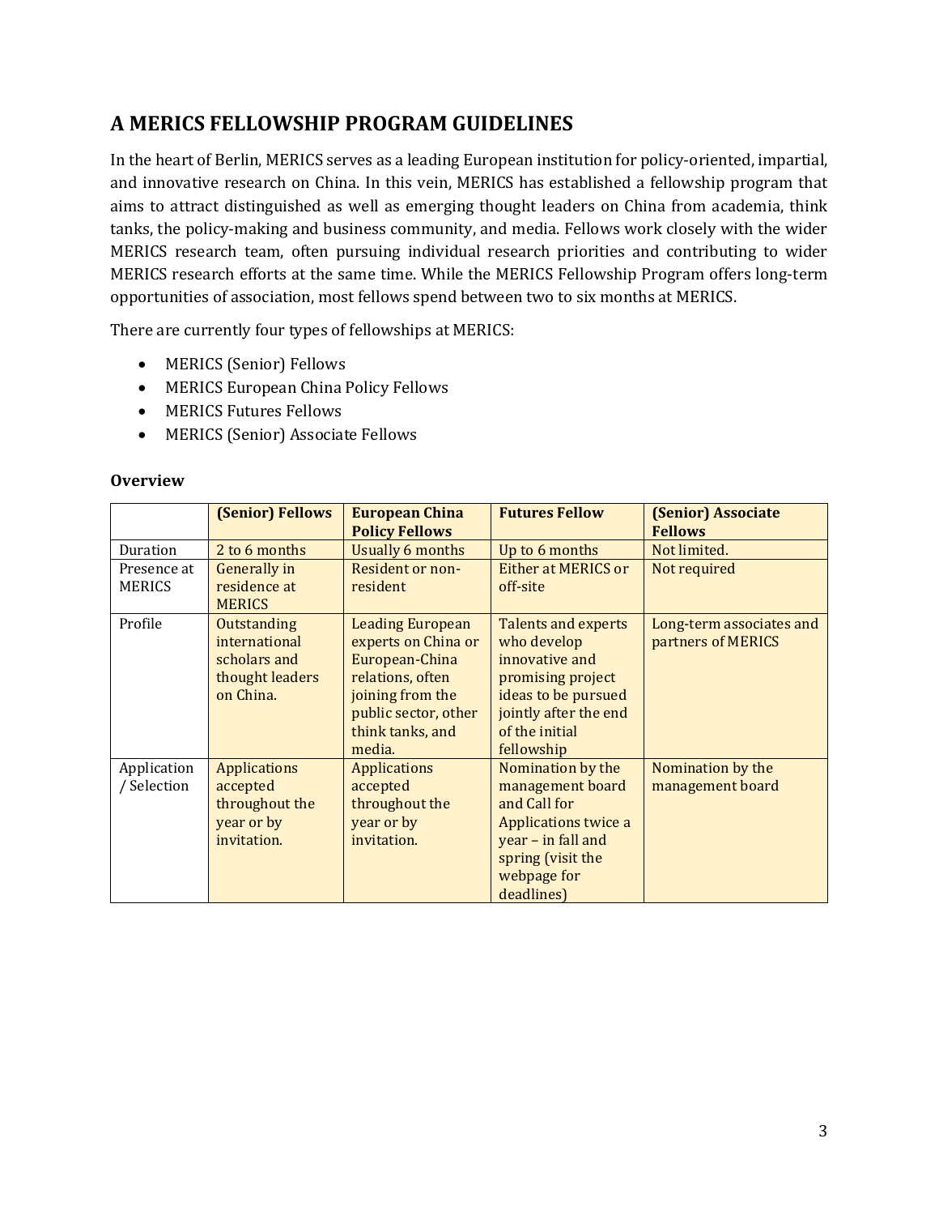## A MERICS FELLOWSHIP PROGRAM GUIDELINES

In the heart of Berlin, MERICS serves as a leading European institution for policy-oriented, impartial, and innovative research on China. In this vein, MERICS has established a fellowship program that aims to attract distinguished as well as emerging thought leaders on China from academia, think tanks, the policy-making and business community, and media. Fellows work closely with the wider MERICS research team, often pursuing individual research priorities and contributing to wider MERICS research efforts at the same time. While the MERICS Fellowship Program offers long-term opportunities of association, most fellows spend between two to six months at MERICS.

There are currently four types of fellowships at MERICS:

- MERICS (Senior) Fellows
- MERICS European China Policy Fellows
- MERICS Futures Fellows
- MERICS (Senior) Associate Fellows

### Overview

| | **(Senior) Fellows** | **European China Policy Fellows** | **Futures Fellow** | **(Senior) Associate Fellows** |
|---|---|---|---|---|
| Duration | 2 to 6 months | Usually 6 months | Up to 6 months | Not limited. |
| Presence at MERICS | Generally in residence at MERICS | Resident or non-resident | Either at MERICS or off-site | Not required |
| Profile | Outstanding international scholars and thought leaders on China. | Leading European experts on China or European-China relations, often joining from the public sector, other think tanks, and media. | Talents and experts who develop innovative and promising project ideas to be pursued jointly after the end of the initial fellowship | Long-term associates and partners of MERICS |
| Application / Selection | Applications accepted throughout the year or by invitation. | Applications accepted throughout the year or by invitation. | Nomination by the management board and Call for Applications twice a year – in fall and spring (visit the webpage for deadlines) | Nomination by the management board |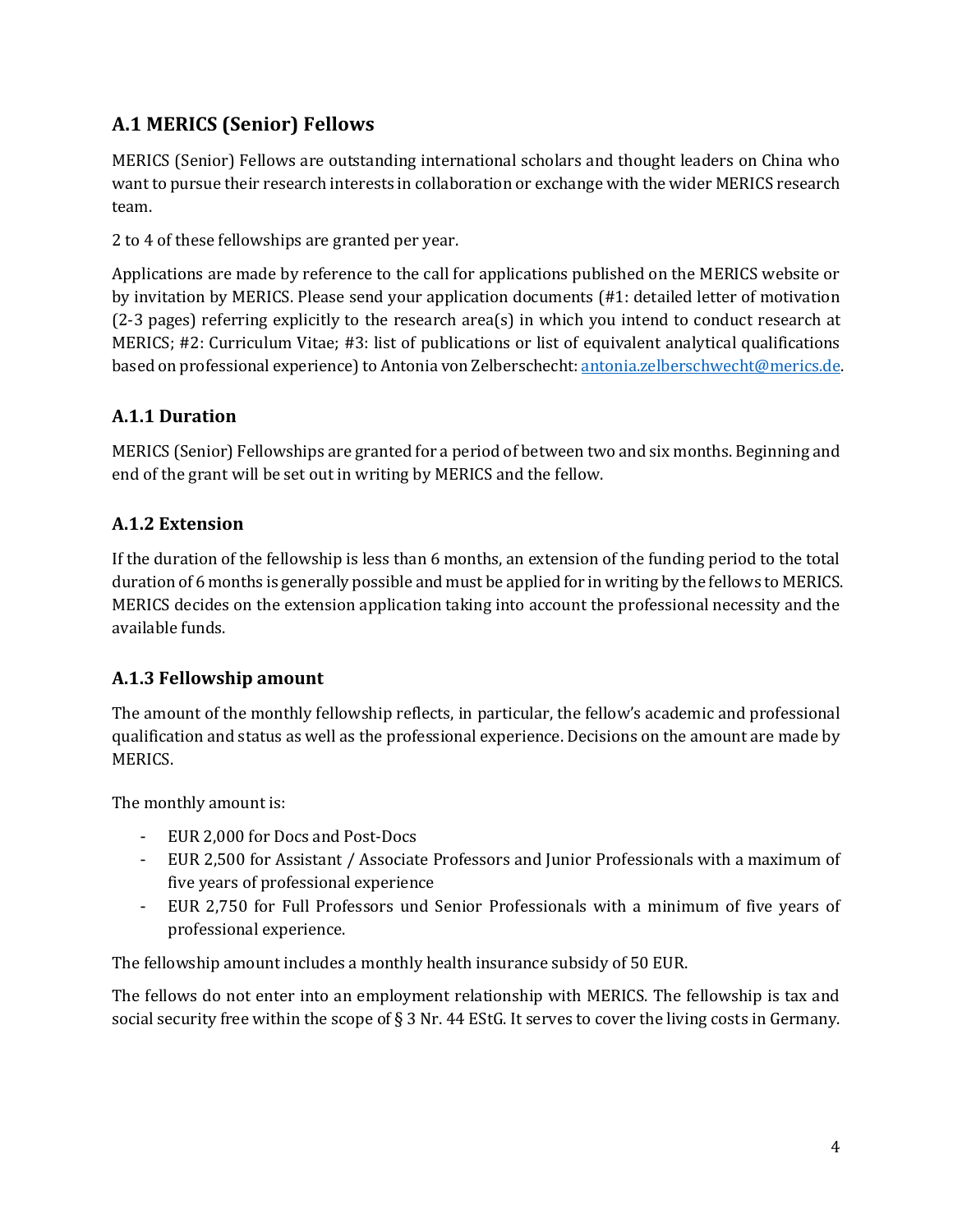## A.1 MERICS (Senior) Fellows

MERICS (Senior) Fellows are outstanding international scholars and thought leaders on China who want to pursue their research interests in collaboration or exchange with the wider MERICS research team.

2 to 4 of these fellowships are granted per year.

Applications are made by reference to the call for applications published on the MERICS website or by invitation by MERICS. Please send your application documents (#1: detailed letter of motivation (2-3 pages) referring explicitly to the research area(s) in which you intend to conduct research at MERICS; #2: Curriculum Vitae; #3: list of publications or list of equivalent analytical qualifications based on professional experience) to Antonia von Zelberschecht: antonia.zelberschwecht@merics.de.

### A.1.1 Duration

MERICS (Senior) Fellowships are granted for a period of between two and six months. Beginning and end of the grant will be set out in writing by MERICS and the fellow.

### A.1.2 Extension

If the duration of the fellowship is less than 6 months, an extension of the funding period to the total duration of 6 months is generally possible and must be applied for in writing by the fellows to MERICS. MERICS decides on the extension application taking into account the professional necessity and the available funds.

### A.1.3 Fellowship amount

The amount of the monthly fellowship reflects, in particular, the fellow's academic and professional qualification and status as well as the professional experience. Decisions on the amount are made by MERICS.

The monthly amount is:

- EUR 2,000 for Docs and Post-Docs
- EUR 2,500 for Assistant / Associate Professors and Junior Professionals with a maximum of five years of professional experience
- EUR 2,750 for Full Professors und Senior Professionals with a minimum of five years of professional experience.

The fellowship amount includes a monthly health insurance subsidy of 50 EUR.

The fellows do not enter into an employment relationship with MERICS. The fellowship is tax and social security free within the scope of § 3 Nr. 44 EStG. It serves to cover the living costs in Germany.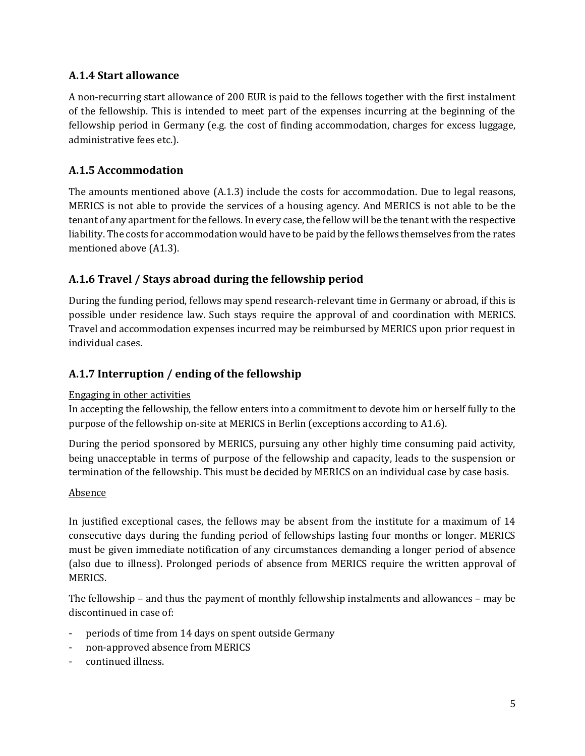### A.1.4 Start allowance

A non-recurring start allowance of 200 EUR is paid to the fellows together with the first instalment of the fellowship. This is intended to meet part of the expenses incurring at the beginning of the fellowship period in Germany (e.g. the cost of finding accommodation, charges for excess luggage, administrative fees etc.).

### A.1.5 Accommodation

The amounts mentioned above (A.1.3) include the costs for accommodation. Due to legal reasons, MERICS is not able to provide the services of a housing agency. And MERICS is not able to be the tenant of any apartment for the fellows. In every case, the fellow will be the tenant with the respective liability. The costs for accommodation would have to be paid by the fellows themselves from the rates mentioned above (A1.3).

### A.1.6 Travel / Stays abroad during the fellowship period

During the funding period, fellows may spend research-relevant time in Germany or abroad, if this is possible under residence law. Such stays require the approval of and coordination with MERICS. Travel and accommodation expenses incurred may be reimbursed by MERICS upon prior request in individual cases.

### A.1.7 Interruption / ending of the fellowship

<u>Engaging in other activities</u>

In accepting the fellowship, the fellow enters into a commitment to devote him or herself fully to the purpose of the fellowship on-site at MERICS in Berlin (exceptions according to A1.6).

During the period sponsored by MERICS, pursuing any other highly time consuming paid activity, being unacceptable in terms of purpose of the fellowship and capacity, leads to the suspension or termination of the fellowship. This must be decided by MERICS on an individual case by case basis.

<u>Absence</u>

In justified exceptional cases, the fellows may be absent from the institute for a maximum of 14 consecutive days during the funding period of fellowships lasting four months or longer. MERICS must be given immediate notification of any circumstances demanding a longer period of absence (also due to illness). Prolonged periods of absence from MERICS require the written approval of MERICS.

The fellowship – and thus the payment of monthly fellowship instalments and allowances – may be discontinued in case of:

- periods of time from 14 days on spent outside Germany
- non-approved absence from MERICS
- continued illness.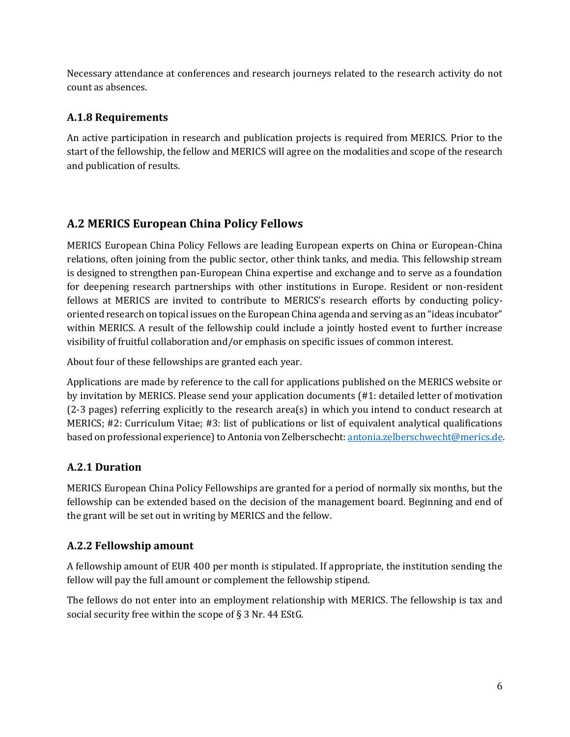Necessary attendance at conferences and research journeys related to the research activity do not count as absences.

### A.1.8 Requirements

An active participation in research and publication projects is required from MERICS. Prior to the start of the fellowship, the fellow and MERICS will agree on the modalities and scope of the research and publication of results.

## A.2 MERICS European China Policy Fellows

MERICS European China Policy Fellows are leading European experts on China or European-China relations, often joining from the public sector, other think tanks, and media. This fellowship stream is designed to strengthen pan-European China expertise and exchange and to serve as a foundation for deepening research partnerships with other institutions in Europe. Resident or non-resident fellows at MERICS are invited to contribute to MERICS's research efforts by conducting policy-oriented research on topical issues on the European China agenda and serving as an "ideas incubator" within MERICS. A result of the fellowship could include a jointly hosted event to further increase visibility of fruitful collaboration and/or emphasis on specific issues of common interest.

About four of these fellowships are granted each year.

Applications are made by reference to the call for applications published on the MERICS website or by invitation by MERICS. Please send your application documents (#1: detailed letter of motivation (2-3 pages) referring explicitly to the research area(s) in which you intend to conduct research at MERICS; #2: Curriculum Vitae; #3: list of publications or list of equivalent analytical qualifications based on professional experience) to Antonia von Zelberschecht: antonia.zelberschwecht@merics.de.

### A.2.1 Duration

MERICS European China Policy Fellowships are granted for a period of normally six months, but the fellowship can be extended based on the decision of the management board. Beginning and end of the grant will be set out in writing by MERICS and the fellow.

### A.2.2 Fellowship amount

A fellowship amount of EUR 400 per month is stipulated. If appropriate, the institution sending the fellow will pay the full amount or complement the fellowship stipend.

The fellows do not enter into an employment relationship with MERICS. The fellowship is tax and social security free within the scope of § 3 Nr. 44 EStG.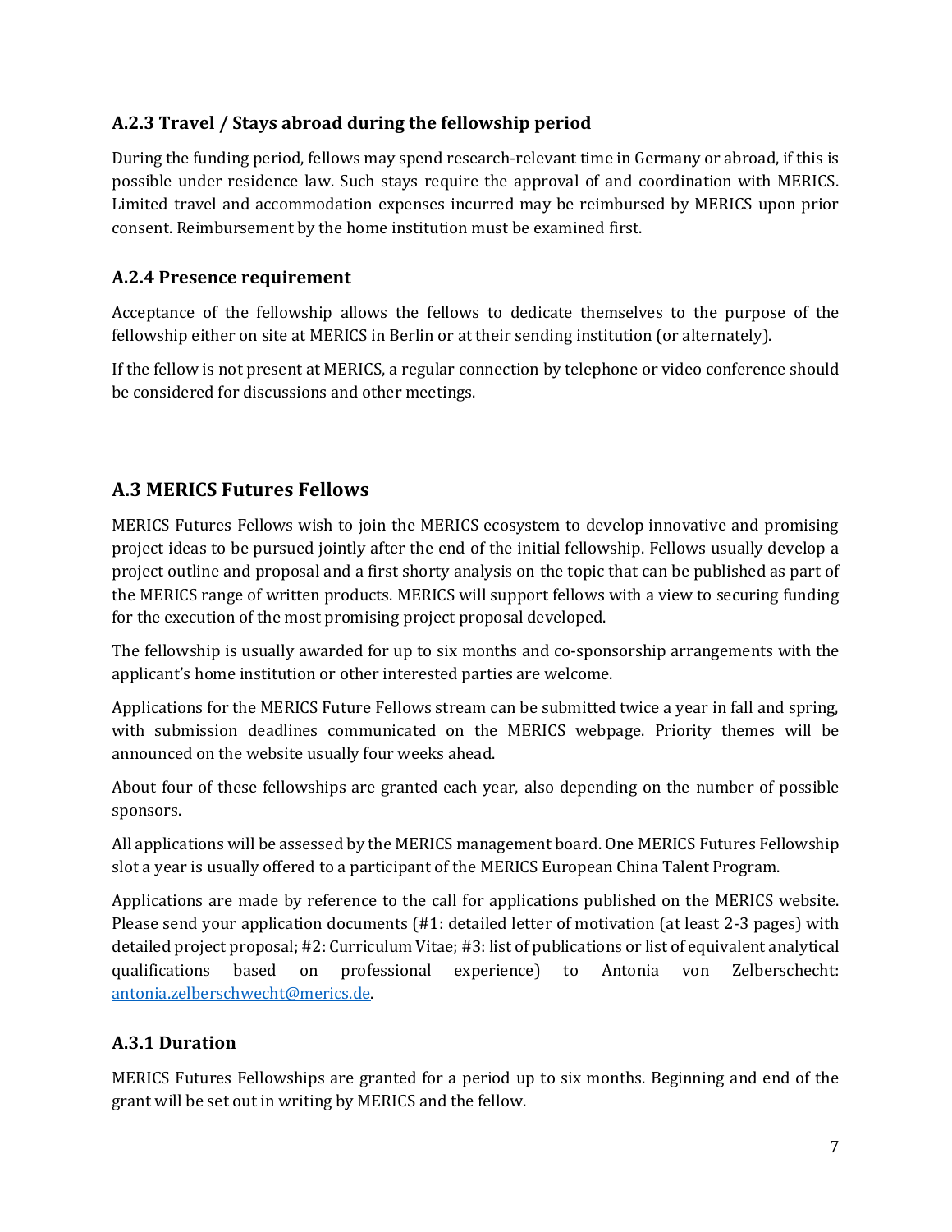### A.2.3 Travel / Stays abroad during the fellowship period

During the funding period, fellows may spend research-relevant time in Germany or abroad, if this is possible under residence law. Such stays require the approval of and coordination with MERICS. Limited travel and accommodation expenses incurred may be reimbursed by MERICS upon prior consent. Reimbursement by the home institution must be examined first.

### A.2.4 Presence requirement

Acceptance of the fellowship allows the fellows to dedicate themselves to the purpose of the fellowship either on site at MERICS in Berlin or at their sending institution (or alternately).

If the fellow is not present at MERICS, a regular connection by telephone or video conference should be considered for discussions and other meetings.

## A.3 MERICS Futures Fellows

MERICS Futures Fellows wish to join the MERICS ecosystem to develop innovative and promising project ideas to be pursued jointly after the end of the initial fellowship. Fellows usually develop a project outline and proposal and a first shorty analysis on the topic that can be published as part of the MERICS range of written products. MERICS will support fellows with a view to securing funding for the execution of the most promising project proposal developed.

The fellowship is usually awarded for up to six months and co-sponsorship arrangements with the applicant's home institution or other interested parties are welcome.

Applications for the MERICS Future Fellows stream can be submitted twice a year in fall and spring, with submission deadlines communicated on the MERICS webpage. Priority themes will be announced on the website usually four weeks ahead.

About four of these fellowships are granted each year, also depending on the number of possible sponsors.

All applications will be assessed by the MERICS management board. One MERICS Futures Fellowship slot a year is usually offered to a participant of the MERICS European China Talent Program.

Applications are made by reference to the call for applications published on the MERICS website. Please send your application documents (#1: detailed letter of motivation (at least 2-3 pages) with detailed project proposal; #2: Curriculum Vitae; #3: list of publications or list of equivalent analytical qualifications based on professional experience) to Antonia von Zelberschecht: antonia.zelberschwecht@merics.de.

### A.3.1 Duration

MERICS Futures Fellowships are granted for a period up to six months. Beginning and end of the grant will be set out in writing by MERICS and the fellow.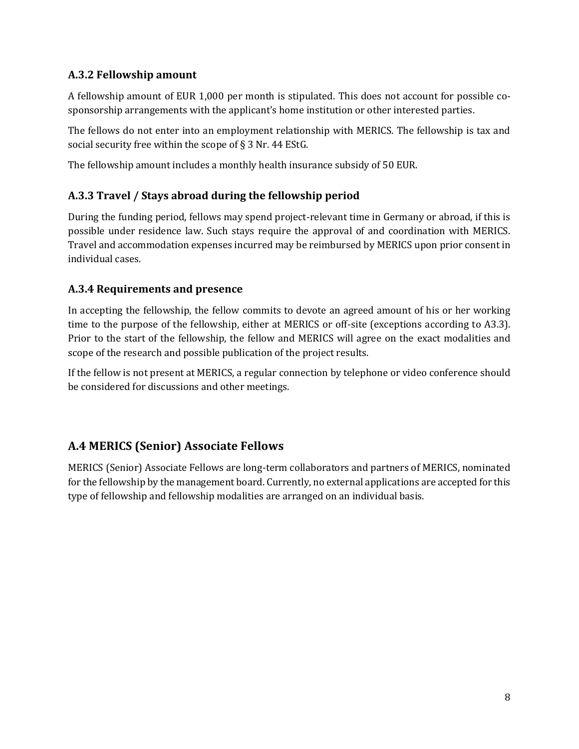### A.3.2 Fellowship amount

A fellowship amount of EUR 1,000 per month is stipulated. This does not account for possible co-sponsorship arrangements with the applicant's home institution or other interested parties.

The fellows do not enter into an employment relationship with MERICS. The fellowship is tax and social security free within the scope of § 3 Nr. 44 EStG.

The fellowship amount includes a monthly health insurance subsidy of 50 EUR.

### A.3.3 Travel / Stays abroad during the fellowship period

During the funding period, fellows may spend project-relevant time in Germany or abroad, if this is possible under residence law. Such stays require the approval of and coordination with MERICS. Travel and accommodation expenses incurred may be reimbursed by MERICS upon prior consent in individual cases.

### A.3.4 Requirements and presence

In accepting the fellowship, the fellow commits to devote an agreed amount of his or her working time to the purpose of the fellowship, either at MERICS or off-site (exceptions according to A3.3). Prior to the start of the fellowship, the fellow and MERICS will agree on the exact modalities and scope of the research and possible publication of the project results.

If the fellow is not present at MERICS, a regular connection by telephone or video conference should be considered for discussions and other meetings.

## A.4 MERICS (Senior) Associate Fellows

MERICS (Senior) Associate Fellows are long-term collaborators and partners of MERICS, nominated for the fellowship by the management board. Currently, no external applications are accepted for this type of fellowship and fellowship modalities are arranged on an individual basis.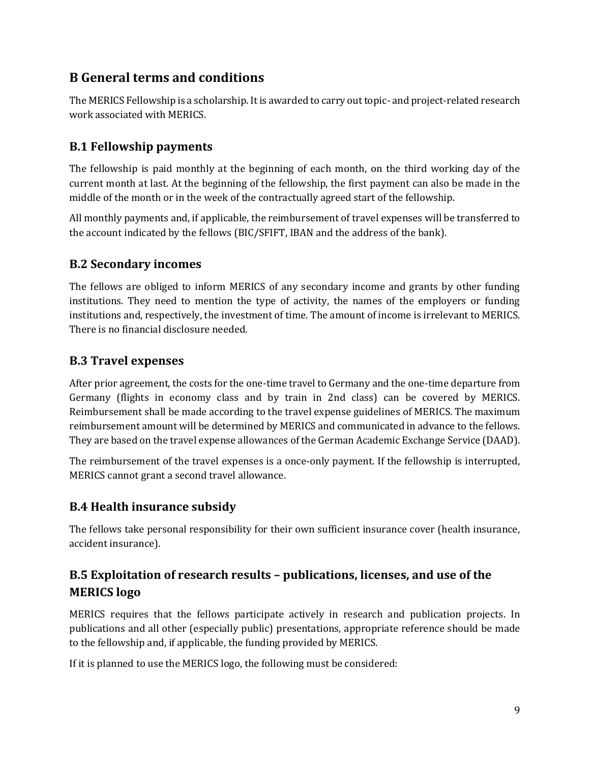## B General terms and conditions

The MERICS Fellowship is a scholarship. It is awarded to carry out topic- and project-related research work associated with MERICS.

### B.1 Fellowship payments

The fellowship is paid monthly at the beginning of each month, on the third working day of the current month at last. At the beginning of the fellowship, the first payment can also be made in the middle of the month or in the week of the contractually agreed start of the fellowship.

All monthly payments and, if applicable, the reimbursement of travel expenses will be transferred to the account indicated by the fellows (BIC/SFIFT, IBAN and the address of the bank).

### B.2 Secondary incomes

The fellows are obliged to inform MERICS of any secondary income and grants by other funding institutions. They need to mention the type of activity, the names of the employers or funding institutions and, respectively, the investment of time. The amount of income is irrelevant to MERICS. There is no financial disclosure needed.

### B.3 Travel expenses

After prior agreement, the costs for the one-time travel to Germany and the one-time departure from Germany (flights in economy class and by train in 2nd class) can be covered by MERICS. Reimbursement shall be made according to the travel expense guidelines of MERICS. The maximum reimbursement amount will be determined by MERICS and communicated in advance to the fellows. They are based on the travel expense allowances of the German Academic Exchange Service (DAAD).

The reimbursement of the travel expenses is a once-only payment. If the fellowship is interrupted, MERICS cannot grant a second travel allowance.

### B.4 Health insurance subsidy

The fellows take personal responsibility for their own sufficient insurance cover (health insurance, accident insurance).

### B.5 Exploitation of research results – publications, licenses, and use of the MERICS logo

MERICS requires that the fellows participate actively in research and publication projects. In publications and all other (especially public) presentations, appropriate reference should be made to the fellowship and, if applicable, the funding provided by MERICS.

If it is planned to use the MERICS logo, the following must be considered: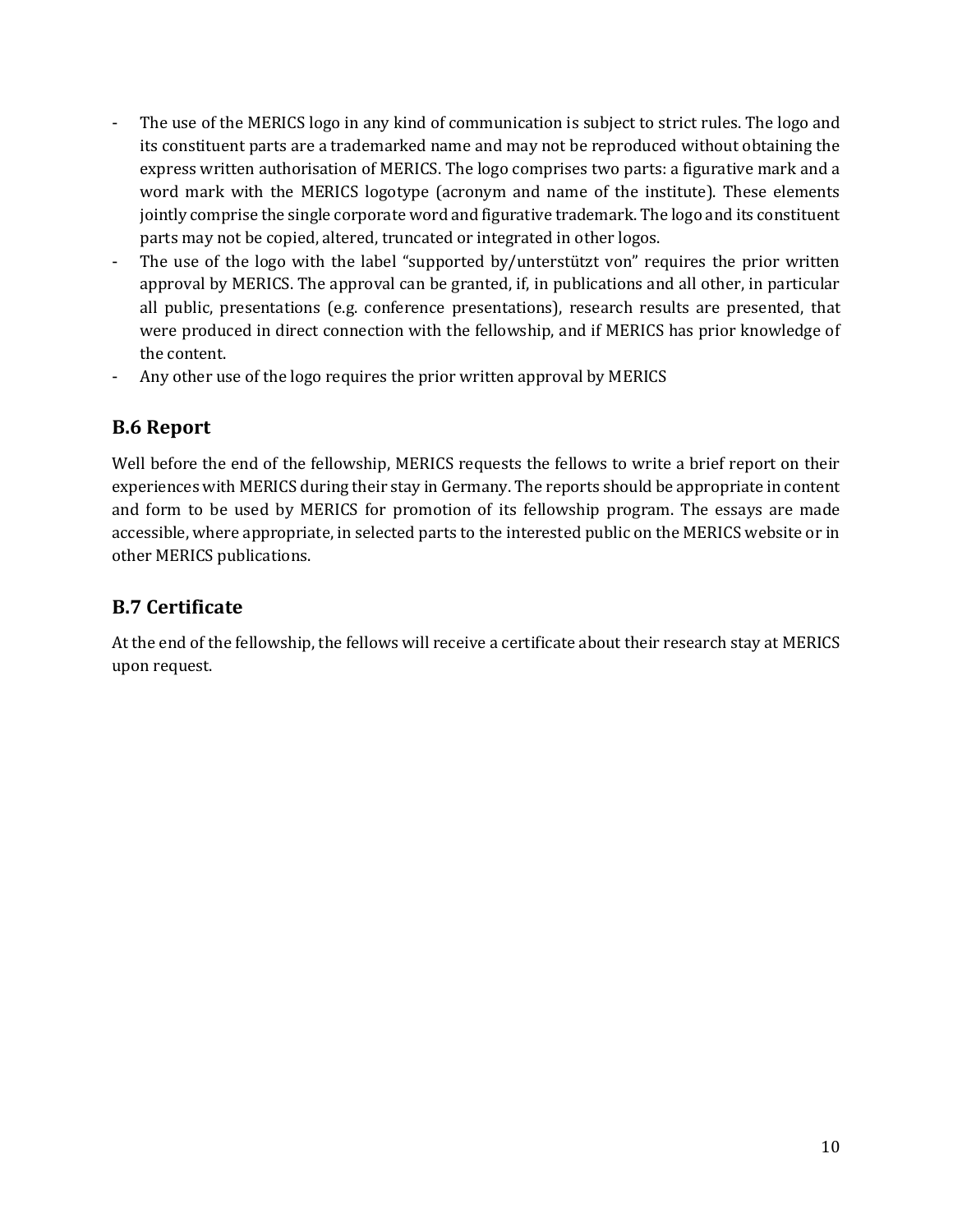- The use of the MERICS logo in any kind of communication is subject to strict rules. The logo and its constituent parts are a trademarked name and may not be reproduced without obtaining the express written authorisation of MERICS. The logo comprises two parts: a figurative mark and a word mark with the MERICS logotype (acronym and name of the institute). These elements jointly comprise the single corporate word and figurative trademark. The logo and its constituent parts may not be copied, altered, truncated or integrated in other logos.
- The use of the logo with the label "supported by/unterstützt von" requires the prior written approval by MERICS. The approval can be granted, if, in publications and all other, in particular all public, presentations (e.g. conference presentations), research results are presented, that were produced in direct connection with the fellowship, and if MERICS has prior knowledge of the content.
- Any other use of the logo requires the prior written approval by MERICS

## B.6 Report

Well before the end of the fellowship, MERICS requests the fellows to write a brief report on their experiences with MERICS during their stay in Germany. The reports should be appropriate in content and form to be used by MERICS for promotion of its fellowship program. The essays are made accessible, where appropriate, in selected parts to the interested public on the MERICS website or in other MERICS publications.

## B.7 Certificate

At the end of the fellowship, the fellows will receive a certificate about their research stay at MERICS upon request.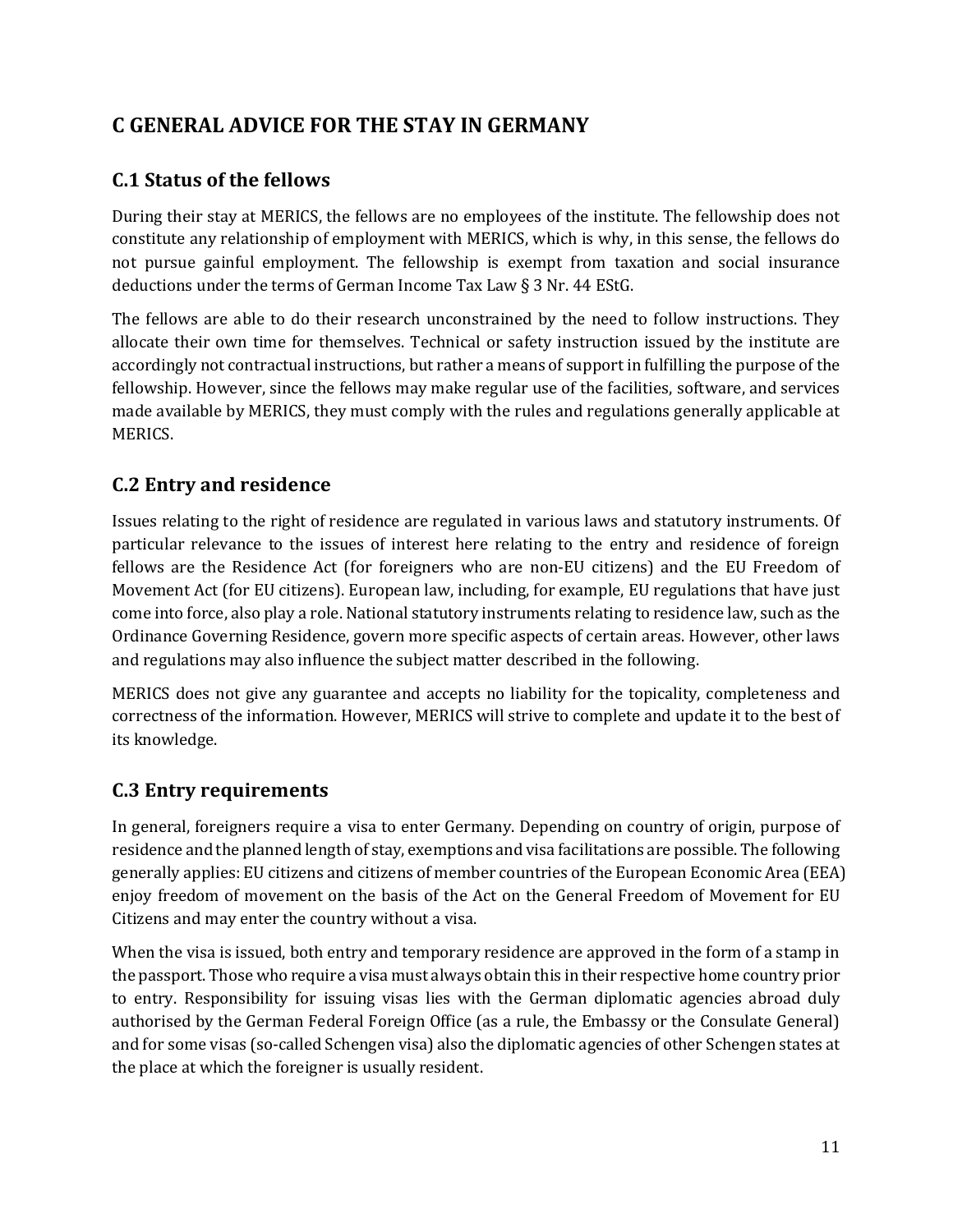# C GENERAL ADVICE FOR THE STAY IN GERMANY

## C.1 Status of the fellows

During their stay at MERICS, the fellows are no employees of the institute. The fellowship does not constitute any relationship of employment with MERICS, which is why, in this sense, the fellows do not pursue gainful employment. The fellowship is exempt from taxation and social insurance deductions under the terms of German Income Tax Law § 3 Nr. 44 EStG.

The fellows are able to do their research unconstrained by the need to follow instructions. They allocate their own time for themselves. Technical or safety instruction issued by the institute are accordingly not contractual instructions, but rather a means of support in fulfilling the purpose of the fellowship. However, since the fellows may make regular use of the facilities, software, and services made available by MERICS, they must comply with the rules and regulations generally applicable at MERICS.

## C.2 Entry and residence

Issues relating to the right of residence are regulated in various laws and statutory instruments. Of particular relevance to the issues of interest here relating to the entry and residence of foreign fellows are the Residence Act (for foreigners who are non-EU citizens) and the EU Freedom of Movement Act (for EU citizens). European law, including, for example, EU regulations that have just come into force, also play a role. National statutory instruments relating to residence law, such as the Ordinance Governing Residence, govern more specific aspects of certain areas. However, other laws and regulations may also influence the subject matter described in the following.

MERICS does not give any guarantee and accepts no liability for the topicality, completeness and correctness of the information. However, MERICS will strive to complete and update it to the best of its knowledge.

## C.3 Entry requirements

In general, foreigners require a visa to enter Germany. Depending on country of origin, purpose of residence and the planned length of stay, exemptions and visa facilitations are possible. The following generally applies: EU citizens and citizens of member countries of the European Economic Area (EEA) enjoy freedom of movement on the basis of the Act on the General Freedom of Movement for EU Citizens and may enter the country without a visa.

When the visa is issued, both entry and temporary residence are approved in the form of a stamp in the passport. Those who require a visa must always obtain this in their respective home country prior to entry. Responsibility for issuing visas lies with the German diplomatic agencies abroad duly authorised by the German Federal Foreign Office (as a rule, the Embassy or the Consulate General) and for some visas (so-called Schengen visa) also the diplomatic agencies of other Schengen states at the place at which the foreigner is usually resident.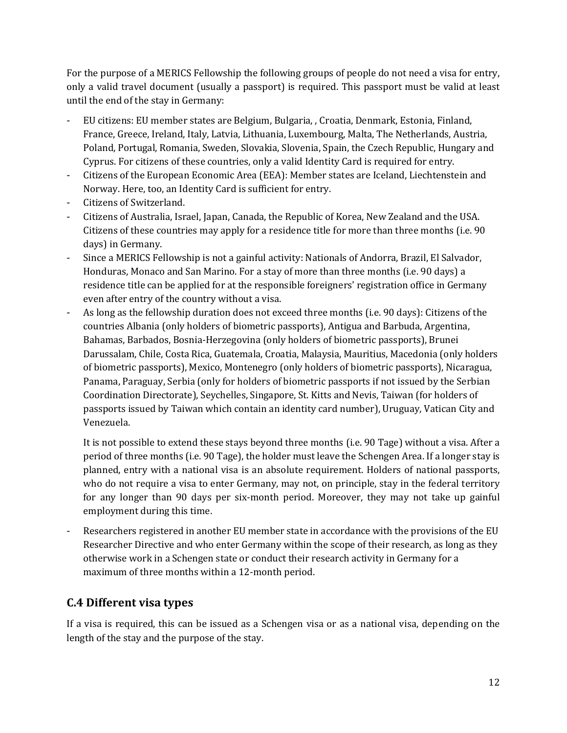For the purpose of a MERICS Fellowship the following groups of people do not need a visa for entry, only a valid travel document (usually a passport) is required. This passport must be valid at least until the end of the stay in Germany:

- EU citizens: EU member states are Belgium, Bulgaria, , Croatia, Denmark, Estonia, Finland, France, Greece, Ireland, Italy, Latvia, Lithuania, Luxembourg, Malta, The Netherlands, Austria, Poland, Portugal, Romania, Sweden, Slovakia, Slovenia, Spain, the Czech Republic, Hungary and Cyprus. For citizens of these countries, only a valid Identity Card is required for entry.
- Citizens of the European Economic Area (EEA): Member states are Iceland, Liechtenstein and Norway. Here, too, an Identity Card is sufficient for entry.
- Citizens of Switzerland.
- Citizens of Australia, Israel, Japan, Canada, the Republic of Korea, New Zealand and the USA. Citizens of these countries may apply for a residence title for more than three months (i.e. 90 days) in Germany.
- Since a MERICS Fellowship is not a gainful activity: Nationals of Andorra, Brazil, El Salvador, Honduras, Monaco and San Marino. For a stay of more than three months (i.e. 90 days) a residence title can be applied for at the responsible foreigners' registration office in Germany even after entry of the country without a visa.
- As long as the fellowship duration does not exceed three months (i.e. 90 days): Citizens of the countries Albania (only holders of biometric passports), Antigua and Barbuda, Argentina, Bahamas, Barbados, Bosnia-Herzegovina (only holders of biometric passports), Brunei Darussalam, Chile, Costa Rica, Guatemala, Croatia, Malaysia, Mauritius, Macedonia (only holders of biometric passports), Mexico, Montenegro (only holders of biometric passports), Nicaragua, Panama, Paraguay, Serbia (only for holders of biometric passports if not issued by the Serbian Coordination Directorate), Seychelles, Singapore, St. Kitts and Nevis, Taiwan (for holders of passports issued by Taiwan which contain an identity card number), Uruguay, Vatican City and Venezuela.

  It is not possible to extend these stays beyond three months (i.e. 90 Tage) without a visa. After a period of three months (i.e. 90 Tage), the holder must leave the Schengen Area. If a longer stay is planned, entry with a national visa is an absolute requirement. Holders of national passports, who do not require a visa to enter Germany, may not, on principle, stay in the federal territory for any longer than 90 days per six-month period. Moreover, they may not take up gainful employment during this time.

- Researchers registered in another EU member state in accordance with the provisions of the EU Researcher Directive and who enter Germany within the scope of their research, as long as they otherwise work in a Schengen state or conduct their research activity in Germany for a maximum of three months within a 12-month period.

## C.4 Different visa types

If a visa is required, this can be issued as a Schengen visa or as a national visa, depending on the length of the stay and the purpose of the stay.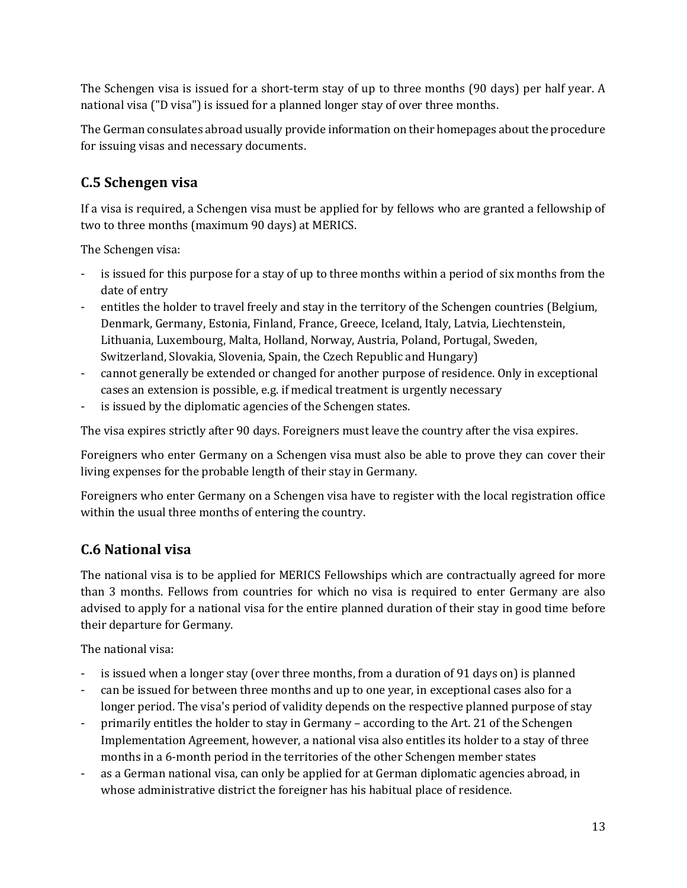The Schengen visa is issued for a short-term stay of up to three months (90 days) per half year. A national visa ("D visa") is issued for a planned longer stay of over three months.

The German consulates abroad usually provide information on their homepages about the procedure for issuing visas and necessary documents.

## C.5 Schengen visa

If a visa is required, a Schengen visa must be applied for by fellows who are granted a fellowship of two to three months (maximum 90 days) at MERICS.

The Schengen visa:

- is issued for this purpose for a stay of up to three months within a period of six months from the date of entry
- entitles the holder to travel freely and stay in the territory of the Schengen countries (Belgium, Denmark, Germany, Estonia, Finland, France, Greece, Iceland, Italy, Latvia, Liechtenstein, Lithuania, Luxembourg, Malta, Holland, Norway, Austria, Poland, Portugal, Sweden, Switzerland, Slovakia, Slovenia, Spain, the Czech Republic and Hungary)
- cannot generally be extended or changed for another purpose of residence. Only in exceptional cases an extension is possible, e.g. if medical treatment is urgently necessary
- is issued by the diplomatic agencies of the Schengen states.

The visa expires strictly after 90 days. Foreigners must leave the country after the visa expires.

Foreigners who enter Germany on a Schengen visa must also be able to prove they can cover their living expenses for the probable length of their stay in Germany.

Foreigners who enter Germany on a Schengen visa have to register with the local registration office within the usual three months of entering the country.

## C.6 National visa

The national visa is to be applied for MERICS Fellowships which are contractually agreed for more than 3 months. Fellows from countries for which no visa is required to enter Germany are also advised to apply for a national visa for the entire planned duration of their stay in good time before their departure for Germany.

The national visa:

- is issued when a longer stay (over three months, from a duration of 91 days on) is planned
- can be issued for between three months and up to one year, in exceptional cases also for a longer period. The visa's period of validity depends on the respective planned purpose of stay
- primarily entitles the holder to stay in Germany – according to the Art. 21 of the Schengen Implementation Agreement, however, a national visa also entitles its holder to a stay of three months in a 6-month period in the territories of the other Schengen member states
- as a German national visa, can only be applied for at German diplomatic agencies abroad, in whose administrative district the foreigner has his habitual place of residence.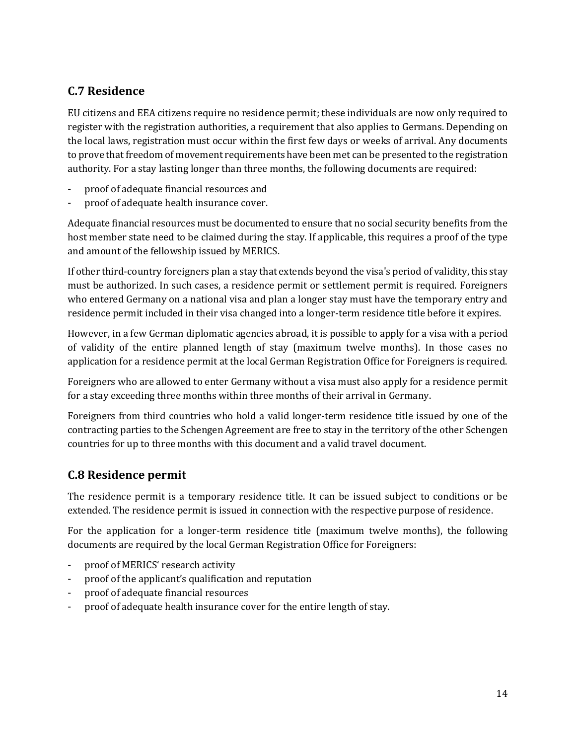## C.7 Residence

EU citizens and EEA citizens require no residence permit; these individuals are now only required to register with the registration authorities, a requirement that also applies to Germans. Depending on the local laws, registration must occur within the first few days or weeks of arrival. Any documents to prove that freedom of movement requirements have been met can be presented to the registration authority. For a stay lasting longer than three months, the following documents are required:

- proof of adequate financial resources and
- proof of adequate health insurance cover.

Adequate financial resources must be documented to ensure that no social security benefits from the host member state need to be claimed during the stay. If applicable, this requires a proof of the type and amount of the fellowship issued by MERICS.

If other third-country foreigners plan a stay that extends beyond the visa's period of validity, this stay must be authorized. In such cases, a residence permit or settlement permit is required. Foreigners who entered Germany on a national visa and plan a longer stay must have the temporary entry and residence permit included in their visa changed into a longer-term residence title before it expires.

However, in a few German diplomatic agencies abroad, it is possible to apply for a visa with a period of validity of the entire planned length of stay (maximum twelve months). In those cases no application for a residence permit at the local German Registration Office for Foreigners is required.

Foreigners who are allowed to enter Germany without a visa must also apply for a residence permit for a stay exceeding three months within three months of their arrival in Germany.

Foreigners from third countries who hold a valid longer-term residence title issued by one of the contracting parties to the Schengen Agreement are free to stay in the territory of the other Schengen countries for up to three months with this document and a valid travel document.

## C.8 Residence permit

The residence permit is a temporary residence title. It can be issued subject to conditions or be extended. The residence permit is issued in connection with the respective purpose of residence.

For the application for a longer-term residence title (maximum twelve months), the following documents are required by the local German Registration Office for Foreigners:

- proof of MERICS' research activity
- proof of the applicant's qualification and reputation
- proof of adequate financial resources
- proof of adequate health insurance cover for the entire length of stay.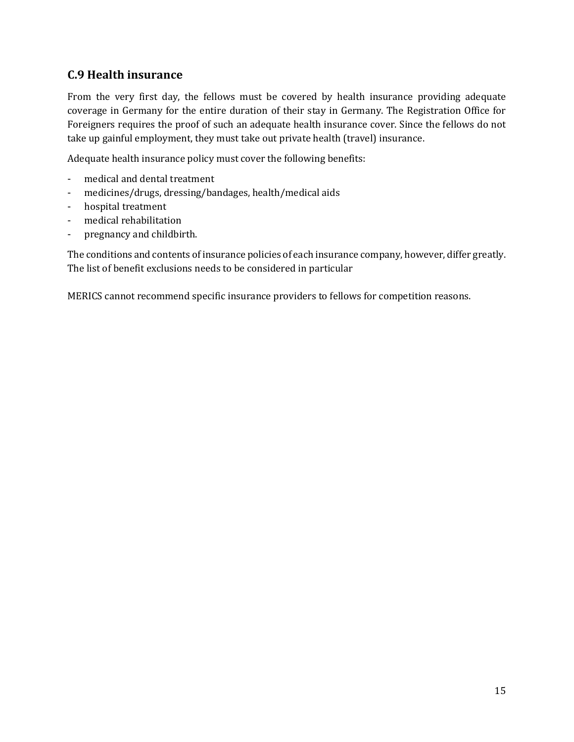## C.9 Health insurance

From the very first day, the fellows must be covered by health insurance providing adequate coverage in Germany for the entire duration of their stay in Germany. The Registration Office for Foreigners requires the proof of such an adequate health insurance cover. Since the fellows do not take up gainful employment, they must take out private health (travel) insurance.

Adequate health insurance policy must cover the following benefits:

- medical and dental treatment
- medicines/drugs, dressing/bandages, health/medical aids
- hospital treatment
- medical rehabilitation
- pregnancy and childbirth.

The conditions and contents of insurance policies of each insurance company, however, differ greatly. The list of benefit exclusions needs to be considered in particular

MERICS cannot recommend specific insurance providers to fellows for competition reasons.